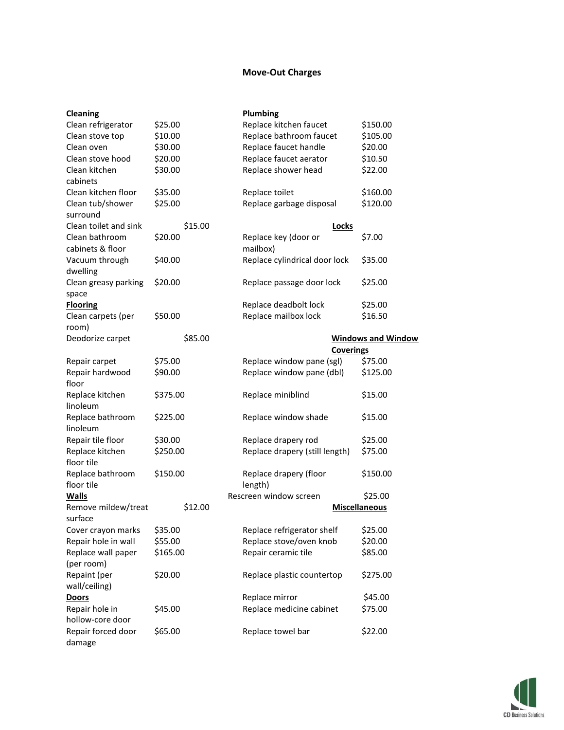# Move-Out Charges

### Cleaning

| Item | Charge |
|---|---|
| Clean refrigerator | $25.00 |
| Clean stove top | $10.00 |
| Clean oven | $30.00 |
| Clean stove hood | $20.00 |
| Clean kitchen cabinets | $30.00 |
| Clean kitchen floor | $35.00 |
| Clean tub/shower surround | $25.00 |
| Clean toilet and sink | $15.00 |
| Clean bathroom cabinets & floor | $20.00 |
| Vacuum through dwelling | $40.00 |
| Clean greasy parking space | $20.00 |

### Flooring

| Item | Charge |
|---|---|
| Clean carpets (per room) | $50.00 |
| Deodorize carpet | $85.00 |
| Repair carpet | $75.00 |
| Repair hardwood floor | $90.00 |
| Replace kitchen linoleum | $375.00 |
| Replace bathroom linoleum | $225.00 |
| Repair tile floor | $30.00 |
| Replace kitchen floor tile | $250.00 |
| Replace bathroom floor tile | $150.00 |

### Walls

| Item | Charge |
|---|---|
| Remove mildew/treat surface | $12.00 |
| Cover crayon marks | $35.00 |
| Repair hole in wall | $55.00 |
| Replace wall paper (per room) | $165.00 |
| Repaint (per wall/ceiling) | $20.00 |

### Doors

| Item | Charge |
|---|---|
| Repair hole in hollow-core door | $45.00 |
| Repair forced door damage | $65.00 |

### Plumbing

| Item | Charge |
|---|---|
| Replace kitchen faucet | $150.00 |
| Replace bathroom faucet | $105.00 |
| Replace faucet handle | $20.00 |
| Replace faucet aerator | $10.50 |
| Replace shower head | $22.00 |
| Replace toilet | $160.00 |
| Replace garbage disposal | $120.00 |

### Locks

| Item | Charge |
|---|---|
| Replace key (door or mailbox) | $7.00 |
| Replace cylindrical door lock | $35.00 |
| Replace passage door lock | $25.00 |
| Replace deadbolt lock | $25.00 |
| Replace mailbox lock | $16.50 |

### Windows and Window Coverings

| Item | Charge |
|---|---|
| Replace window pane (sgl) | $75.00 |
| Replace window pane (dbl) | $125.00 |
| Replace miniblind | $15.00 |
| Replace window shade | $15.00 |
| Replace drapery rod | $25.00 |
| Replace drapery (still length) | $75.00 |
| Replace drapery (floor length) | $150.00 |
| Rescreen window screen | $25.00 |

### Miscellaneous

| Item | Charge |
|---|---|
| Replace refrigerator shelf | $25.00 |
| Replace stove/oven knob | $20.00 |
| Repair ceramic tile | $85.00 |
| Replace plastic countertop | $275.00 |
| Replace mirror | $45.00 |
| Replace medicine cabinet | $75.00 |
| Replace towel bar | $22.00 |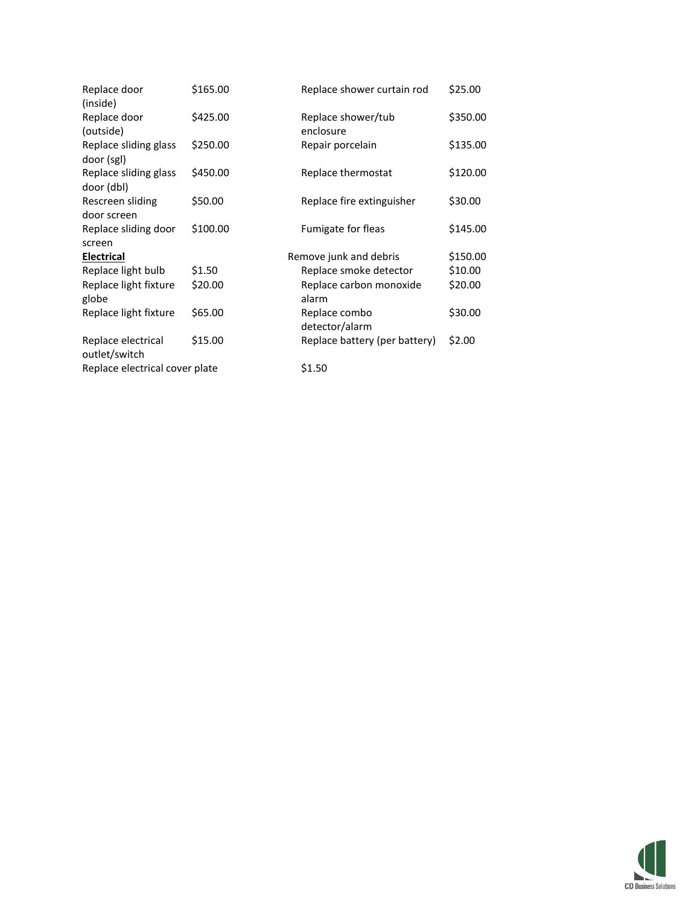| | | | |
|---|---|---|---|
| Replace door (inside) | $165.00 | Replace shower curtain rod | $25.00 |
| Replace door (outside) | $425.00 | Replace shower/tub enclosure | $350.00 |
| Replace sliding glass door (sgl) | $250.00 | Repair porcelain | $135.00 |
| Replace sliding glass door (dbl) | $450.00 | Replace thermostat | $120.00 |
| Rescreen sliding door screen | $50.00 | Replace fire extinguisher | $30.00 |
| Replace sliding door screen | $100.00 | Fumigate for fleas | $145.00 |
| **Electrical** | | Remove junk and debris | $150.00 |
| Replace light bulb | $1.50 | Replace smoke detector | $10.00 |
| Replace light fixture globe | $20.00 | Replace carbon monoxide alarm | $20.00 |
| Replace light fixture | $65.00 | Replace combo detector/alarm | $30.00 |
| Replace electrical outlet/switch | $15.00 | Replace battery (per battery) | $2.00 |
| Replace electrical cover plate | | $1.50 | |